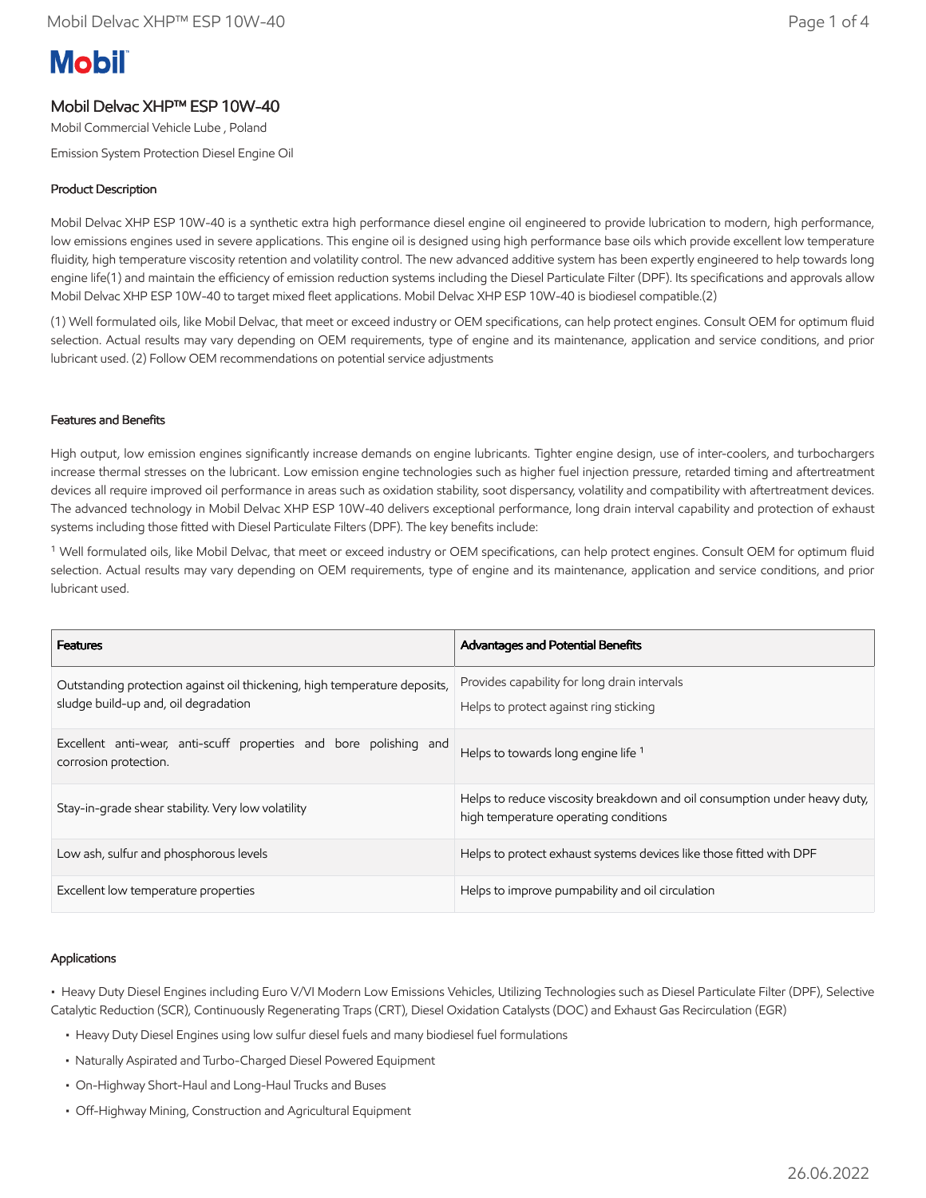# Mobil

## Mobil Delvac XHP™ ESP 10W-40

Mobil Commercial Vehicle Lube , Poland

Emission System Protection Diesel Engine Oil

### Product Description

Mobil Delvac XHP ESP 10W-40 is a synthetic extra high performance diesel engine oil engineered to provide lubrication to modern, high performance, low emissions engines used in severe applications. This engine oil is designed using high performance base oils which provide excellent low temperature fluidity, high temperature viscosity retention and volatility control. The new advanced additive system has been expertly engineered to help towards long engine life(1) and maintain the efficiency of emission reduction systems including the Diesel Particulate Filter (DPF). Its specifications and approvals allow Mobil Delvac XHP ESP 10W-40 to target mixed fleet applications. Mobil Delvac XHP ESP 10W-40 is biodiesel compatible.(2)

(1) Well formulated oils, like Mobil Delvac, that meet or exceed industry or OEM specifications, can help protect engines. Consult OEM for optimum fluid selection. Actual results may vary depending on OEM requirements, type of engine and its maintenance, application and service conditions, and prior lubricant used. (2) Follow OEM recommendations on potential service adjustments

### Features and Benefits

High output, low emission engines significantly increase demands on engine lubricants. Tighter engine design, use of inter-coolers, and turbochargers increase thermal stresses on the lubricant. Low emission engine technologies such as higher fuel injection pressure, retarded timing and aftertreatment devices all require improved oil performance in areas such as oxidation stability, soot dispersancy, volatility and compatibility with aftertreatment devices. The advanced technology in Mobil Delvac XHP ESP 10W-40 delivers exceptional performance, long drain interval capability and protection of exhaust systems including those fitted with Diesel Particulate Filters (DPF). The key benefits include:

[1] Well formulated oils, like Mobil Delvac, that meet or exceed industry or OEM specifications, can help protect engines. Consult OEM for optimum fluid selection. Actual results may vary depending on OEM requirements, type of engine and its maintenance, application and service conditions, and prior lubricant used.

| Features | Advantages and Potential Benefits |
|---|---|
| Outstanding protection against oil thickening, high temperature deposits, sludge build-up and, oil degradation | Provides capability for long drain intervals<br>Helps to protect against ring sticking |
| Excellent anti-wear, anti-scuff properties and bore polishing and corrosion protection. | Helps to towards long engine life [1] |
| Stay-in-grade shear stability. Very low volatility | Helps to reduce viscosity breakdown and oil consumption under heavy duty, high temperature operating conditions |
| Low ash, sulfur and phosphorous levels | Helps to protect exhaust systems devices like those fitted with DPF |
| Excellent low temperature properties | Helps to improve pumpability and oil circulation |

### Applications

- Heavy Duty Diesel Engines including Euro V/VI Modern Low Emissions Vehicles, Utilizing Technologies such as Diesel Particulate Filter (DPF), Selective Catalytic Reduction (SCR), Continuously Regenerating Traps (CRT), Diesel Oxidation Catalysts (DOC) and Exhaust Gas Recirculation (EGR)
  - Heavy Duty Diesel Engines using low sulfur diesel fuels and many biodiesel fuel formulations
  - Naturally Aspirated and Turbo-Charged Diesel Powered Equipment
  - On-Highway Short-Haul and Long-Haul Trucks and Buses
  - Off-Highway Mining, Construction and Agricultural Equipment

26.06.2022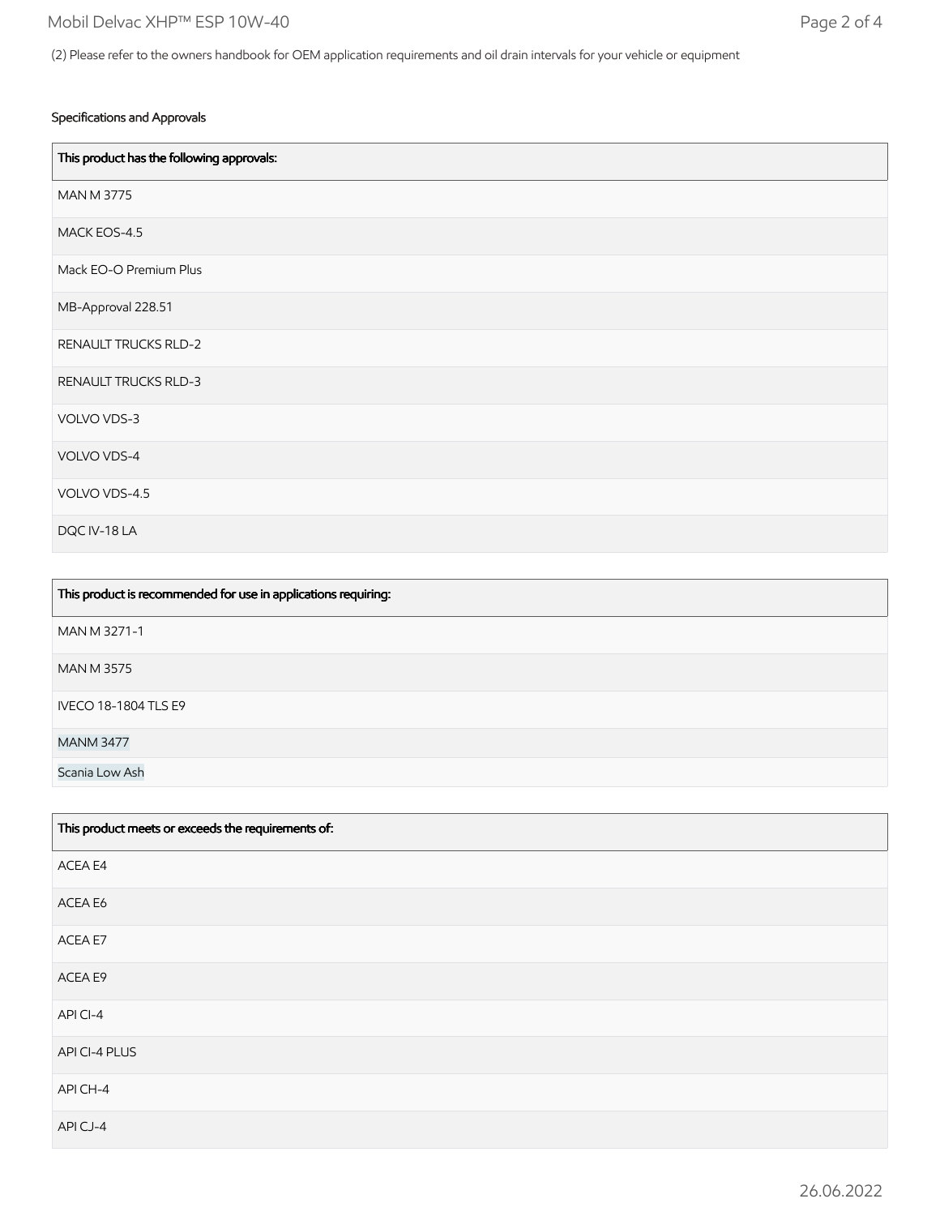(2) Please refer to the owners handbook for OEM application requirements and oil drain intervals for your vehicle or equipment

### Specifications and Approvals

| This product has the following approvals: |
| --- |
| MAN M 3775 |
| MACK EOS-4.5 |
| Mack EO-O Premium Plus |
| MB-Approval 228.51 |
| RENAULT TRUCKS RLD-2 |
| RENAULT TRUCKS RLD-3 |
| VOLVO VDS-3 |
| VOLVO VDS-4 |
| VOLVO VDS-4.5 |
| DQC IV-18 LA |

| This product is recommended for use in applications requiring: |
| --- |
| MAN M 3271-1 |
| MAN M 3575 |
| IVECO 18-1804 TLS E9 |
| MANM 3477 |
| Scania Low Ash |

| This product meets or exceeds the requirements of: |
| --- |
| ACEA E4 |
| ACEA E6 |
| ACEA E7 |
| ACEA E9 |
| API CI-4 |
| API CI-4 PLUS |
| API CH-4 |
| API CJ-4 |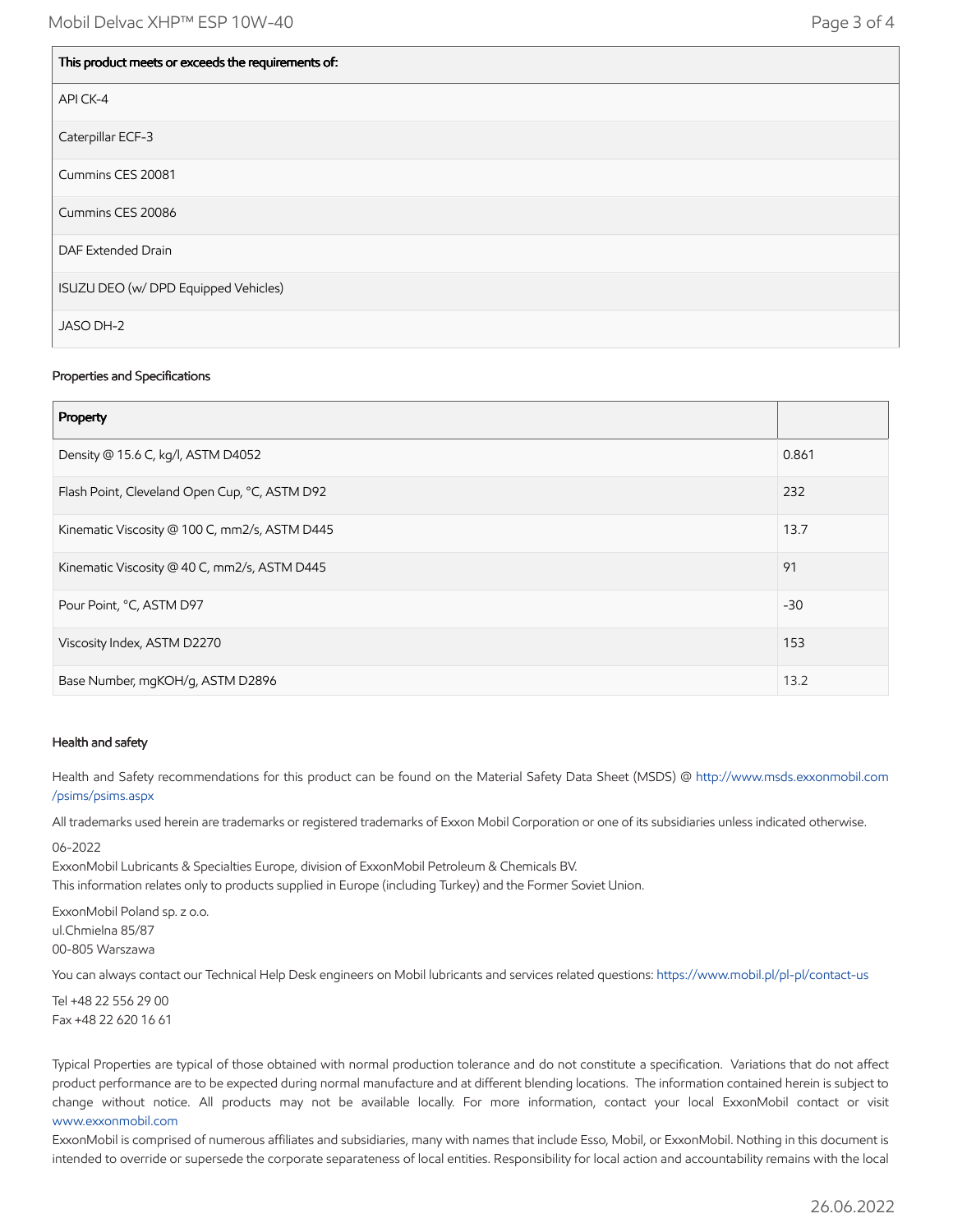| This product meets or exceeds the requirements of: |
|---|
| API CK-4 |
| Caterpillar ECF-3 |
| Cummins CES 20081 |
| Cummins CES 20086 |
| DAF Extended Drain |
| ISUZU DEO (w/ DPD Equipped Vehicles) |
| JASO DH-2 |

### Properties and Specifications

| Property | |
|---|---|
| Density @ 15.6 C, kg/l, ASTM D4052 | 0.861 |
| Flash Point, Cleveland Open Cup, °C, ASTM D92 | 232 |
| Kinematic Viscosity @ 100 C, mm2/s, ASTM D445 | 13.7 |
| Kinematic Viscosity @ 40 C, mm2/s, ASTM D445 | 91 |
| Pour Point, °C, ASTM D97 | -30 |
| Viscosity Index, ASTM D2270 | 153 |
| Base Number, mgKOH/g, ASTM D2896 | 13.2 |

### Health and safety

Health and Safety recommendations for this product can be found on the Material Safety Data Sheet (MSDS) @ http://www.msds.exxonmobil.com/psims/psims.aspx

All trademarks used herein are trademarks or registered trademarks of Exxon Mobil Corporation or one of its subsidiaries unless indicated otherwise.

06-2022
ExxonMobil Lubricants & Specialties Europe, division of ExxonMobil Petroleum & Chemicals BV.
This information relates only to products supplied in Europe (including Turkey) and the Former Soviet Union.

ExxonMobil Poland sp. z o.o.
ul.Chmielna 85/87
00-805 Warszawa

You can always contact our Technical Help Desk engineers on Mobil lubricants and services related questions: https://www.mobil.pl/pl-pl/contact-us

Tel +48 22 556 29 00
Fax +48 22 620 16 61

Typical Properties are typical of those obtained with normal production tolerance and do not constitute a specification. Variations that do not affect product performance are to be expected during normal manufacture and at different blending locations. The information contained herein is subject to change without notice. All products may not be available locally. For more information, contact your local ExxonMobil contact or visit www.exxonmobil.com
ExxonMobil is comprised of numerous affiliates and subsidiaries, many with names that include Esso, Mobil, or ExxonMobil. Nothing in this document is intended to override or supersede the corporate separateness of local entities. Responsibility for local action and accountability remains with the local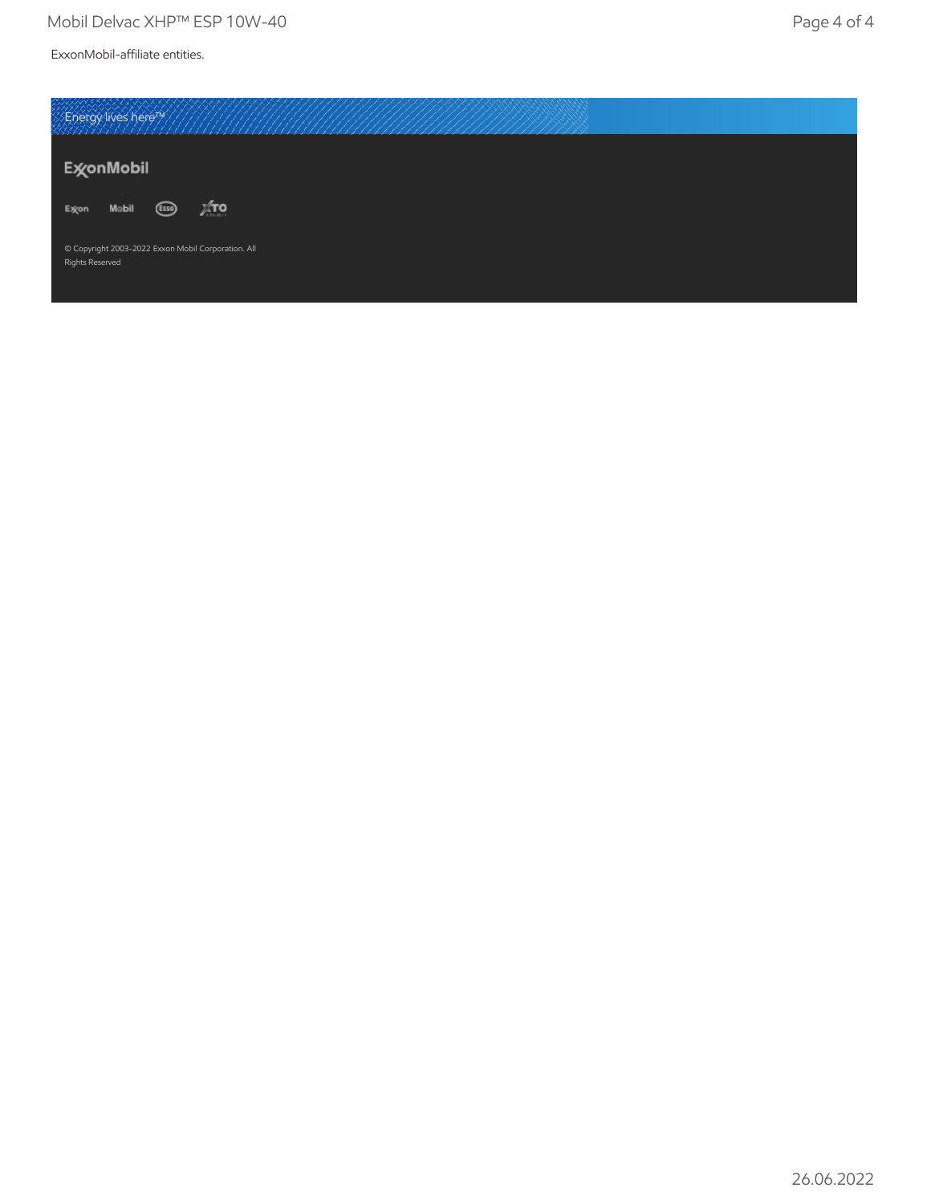ExxonMobil-affiliate entities.

Energy lives here™

ExxonMobil

Exxon Mobil Esso XTO

© Copyright 2003-2022 Exxon Mobil Corporation. All Rights Reserved

26.06.2022